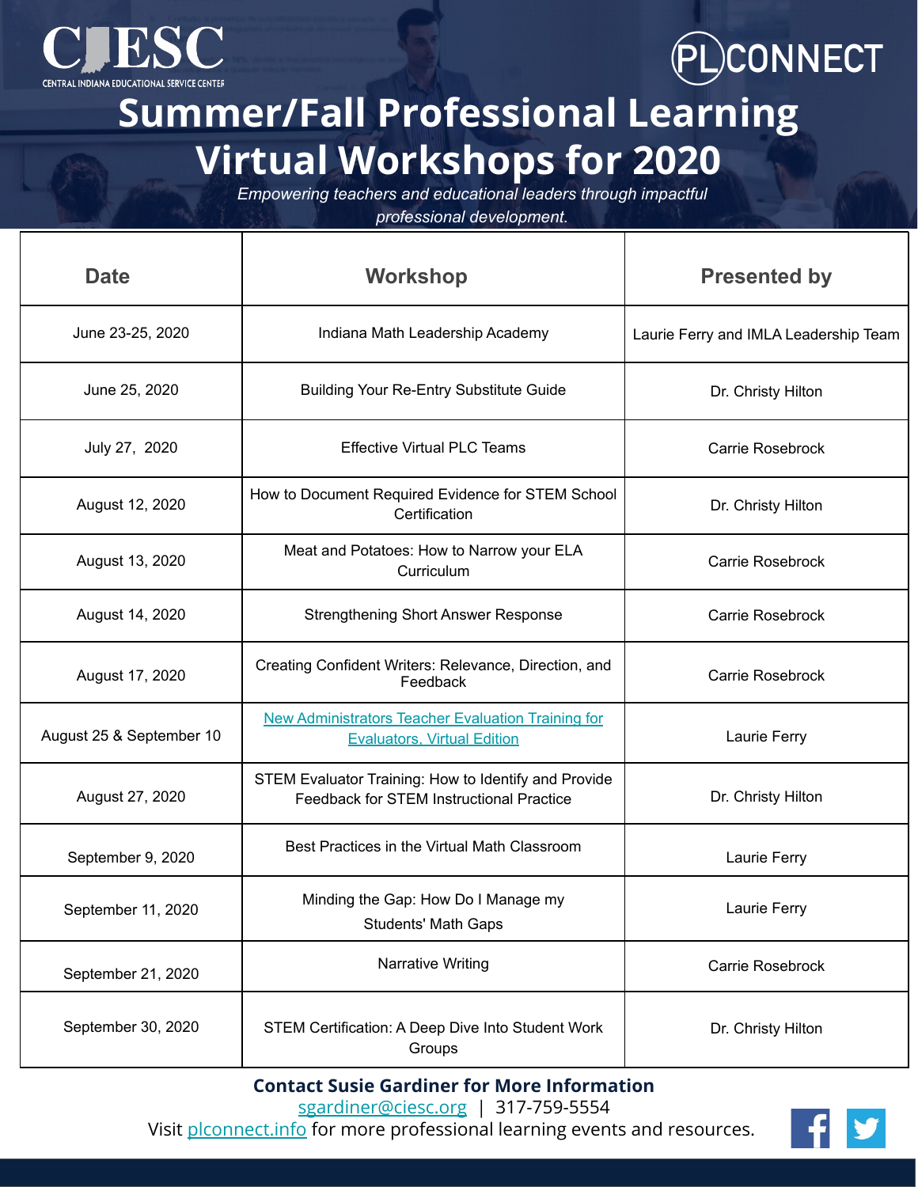CIESC
CENTRAL INDIANA EDUCATIONAL SERVICE CENTER

PLCONNECT

# Summer/Fall Professional Learning Virtual Workshops for 2020

*Empowering teachers and educational leaders through impactful professional development.*

| Date | Workshop | Presented by |
|---|---|---|
| June 23-25, 2020 | Indiana Math Leadership Academy | Laurie Ferry and IMLA Leadership Team |
| June 25, 2020 | Building Your Re-Entry Substitute Guide | Dr. Christy Hilton |
| July 27, 2020 | Effective Virtual PLC Teams | Carrie Rosebrock |
| August 12, 2020 | How to Document Required Evidence for STEM School Certification | Dr. Christy Hilton |
| August 13, 2020 | Meat and Potatoes: How to Narrow your ELA Curriculum | Carrie Rosebrock |
| August 14, 2020 | Strengthening Short Answer Response | Carrie Rosebrock |
| August 17, 2020 | Creating Confident Writers: Relevance, Direction, and Feedback | Carrie Rosebrock |
| August 25 & September 10 | New Administrators Teacher Evaluation Training for Evaluators, Virtual Edition | Laurie Ferry |
| August 27, 2020 | STEM Evaluator Training: How to Identify and Provide Feedback for STEM Instructional Practice | Dr. Christy Hilton |
| September 9, 2020 | Best Practices in the Virtual Math Classroom | Laurie Ferry |
| September 11, 2020 | Minding the Gap: How Do I Manage my Students' Math Gaps | Laurie Ferry |
| September 21, 2020 | Narrative Writing | Carrie Rosebrock |
| September 30, 2020 | STEM Certification: A Deep Dive Into Student Work Groups | Dr. Christy Hilton |

**Contact Susie Gardiner for More Information**

sgardiner@ciesc.org | 317-759-5554

Visit plconnect.info for more professional learning events and resources.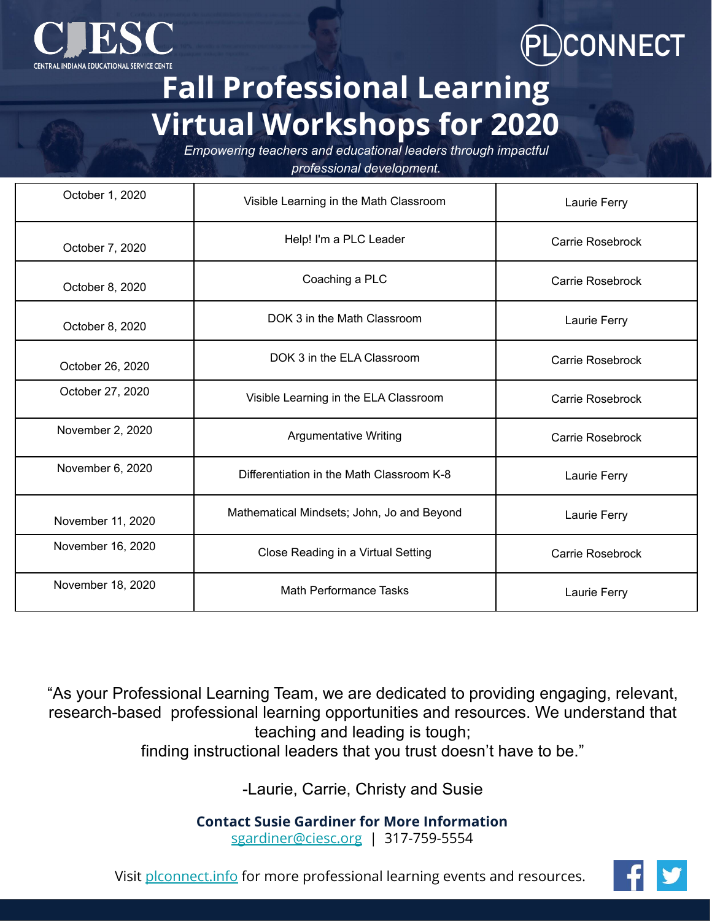CIESC
CENTRAL INDIANA EDUCATIONAL SERVICE CENTE

PLCONNECT

# Fall Professional Learning Virtual Workshops for 2020

*Empowering teachers and educational leaders through impactful professional development.*

| | | |
|---|---|---|
| October 1, 2020 | Visible Learning in the Math Classroom | Laurie Ferry |
| October 7, 2020 | Help! I'm a PLC Leader | Carrie Rosebrock |
| October 8, 2020 | Coaching a PLC | Carrie Rosebrock |
| October 8, 2020 | DOK 3 in the Math Classroom | Laurie Ferry |
| October 26, 2020 | DOK 3 in the ELA Classroom | Carrie Rosebrock |
| October 27, 2020 | Visible Learning in the ELA Classroom | Carrie Rosebrock |
| November 2, 2020 | Argumentative Writing | Carrie Rosebrock |
| November 6, 2020 | Differentiation in the Math Classroom K-8 | Laurie Ferry |
| November 11, 2020 | Mathematical Mindsets; John, Jo and Beyond | Laurie Ferry |
| November 16, 2020 | Close Reading in a Virtual Setting | Carrie Rosebrock |
| November 18, 2020 | Math Performance Tasks | Laurie Ferry |

"As your Professional Learning Team, we are dedicated to providing engaging, relevant, research-based professional learning opportunities and resources. We understand that teaching and leading is tough;
finding instructional leaders that you trust doesn't have to be."

-Laurie, Carrie, Christy and Susie

**Contact Susie Gardiner for More Information**
sgardiner@ciesc.org | 317-759-5554

Visit plconnect.info for more professional learning events and resources.